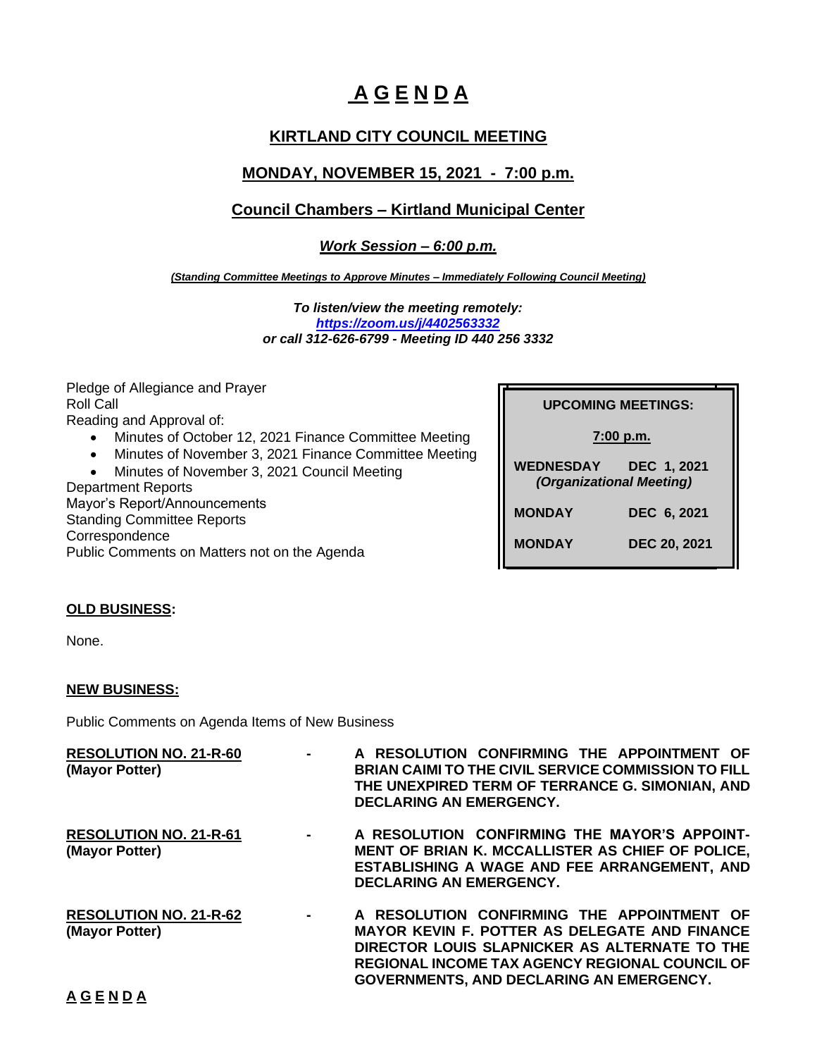# A G E N D A

## KIRTLAND CITY COUNCIL MEETING

## MONDAY, NOVEMBER 15, 2021 - 7:00 p.m.

### Council Chambers – Kirtland Municipal Center

***Work Session – 6:00 p.m.***

***(Standing Committee Meetings to Approve Minutes – Immediately Following Council Meeting)***

***To listen/view the meeting remotely:***
***https://zoom.us/j/4402563332***
***or call 312-626-6799 - Meeting ID 440 256 3332***

Pledge of Allegiance and Prayer
Roll Call
Reading and Approval of:

- Minutes of October 12, 2021 Finance Committee Meeting
- Minutes of November 3, 2021 Finance Committee Meeting
- Minutes of November 3, 2021 Council Meeting

Department Reports
Mayor's Report/Announcements
Standing Committee Reports
Correspondence
Public Comments on Matters not on the Agenda

| UPCOMING MEETINGS: | |
|---|---|
| 7:00 p.m. | |
| WEDNESDAY | DEC 1, 2021 |
| *(Organizational Meeting)* | |
| MONDAY | DEC 6, 2021 |
| MONDAY | DEC 20, 2021 |

**OLD BUSINESS:**

None.

**NEW BUSINESS:**

Public Comments on Agenda Items of New Business

**RESOLUTION NO. 21-R-60** **(Mayor Potter)** - **A RESOLUTION CONFIRMING THE APPOINTMENT OF BRIAN CAIMI TO THE CIVIL SERVICE COMMISSION TO FILL THE UNEXPIRED TERM OF TERRANCE G. SIMONIAN, AND DECLARING AN EMERGENCY.**

**RESOLUTION NO. 21-R-61** **(Mayor Potter)** - **A RESOLUTION CONFIRMING THE MAYOR'S APPOINTMENT OF BRIAN K. MCCALLISTER AS CHIEF OF POLICE, ESTABLISHING A WAGE AND FEE ARRANGEMENT, AND DECLARING AN EMERGENCY.**

**RESOLUTION NO. 21-R-62** **(Mayor Potter)** - **A RESOLUTION CONFIRMING THE APPOINTMENT OF MAYOR KEVIN F. POTTER AS DELEGATE AND FINANCE DIRECTOR LOUIS SLAPNICKER AS ALTERNATE TO THE REGIONAL INCOME TAX AGENCY REGIONAL COUNCIL OF GOVERNMENTS, AND DECLARING AN EMERGENCY.**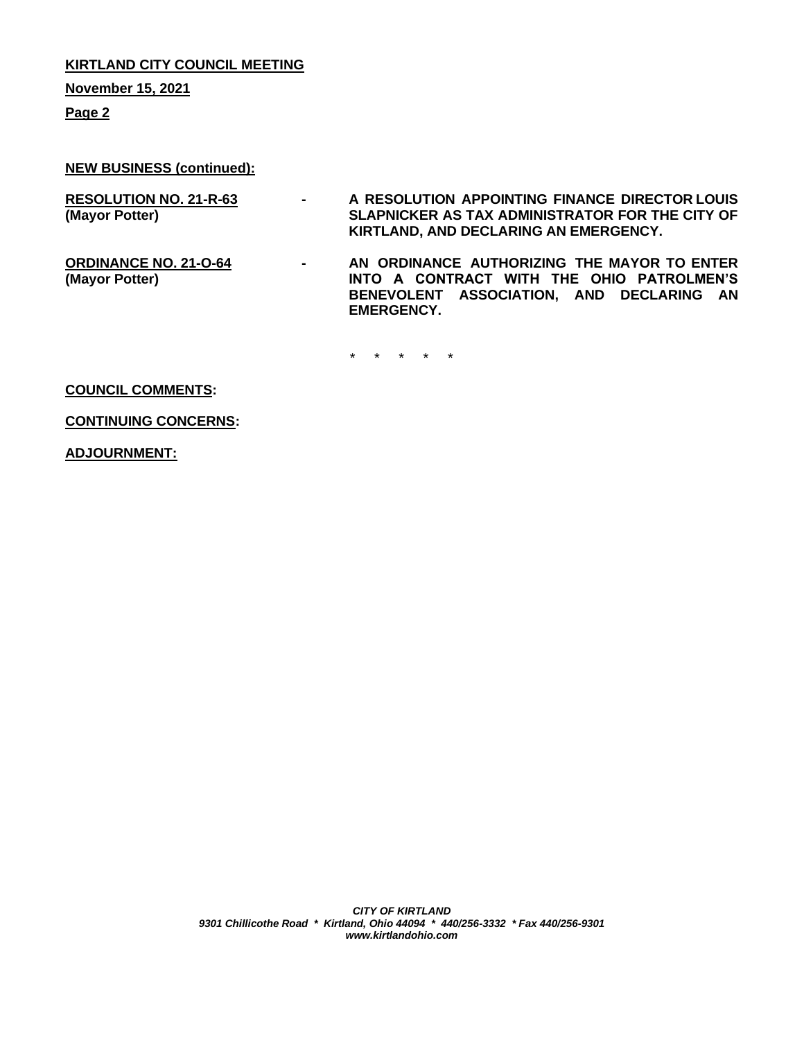**NEW BUSINESS (continued):**

**RESOLUTION NO. 21-R-63** - **A RESOLUTION APPOINTING FINANCE DIRECTOR LOUIS SLAPNICKER AS TAX ADMINISTRATOR FOR THE CITY OF KIRTLAND, AND DECLARING AN EMERGENCY.**
**(Mayor Potter)**

**ORDINANCE NO. 21-O-64** - **AN ORDINANCE AUTHORIZING THE MAYOR TO ENTER INTO A CONTRACT WITH THE OHIO PATROLMEN'S BENEVOLENT ASSOCIATION, AND DECLARING AN EMERGENCY.**
**(Mayor Potter)**

\* \* \* \* \*

**COUNCIL COMMENTS:**

**CONTINUING CONCERNS:**

**ADJOURNMENT:**